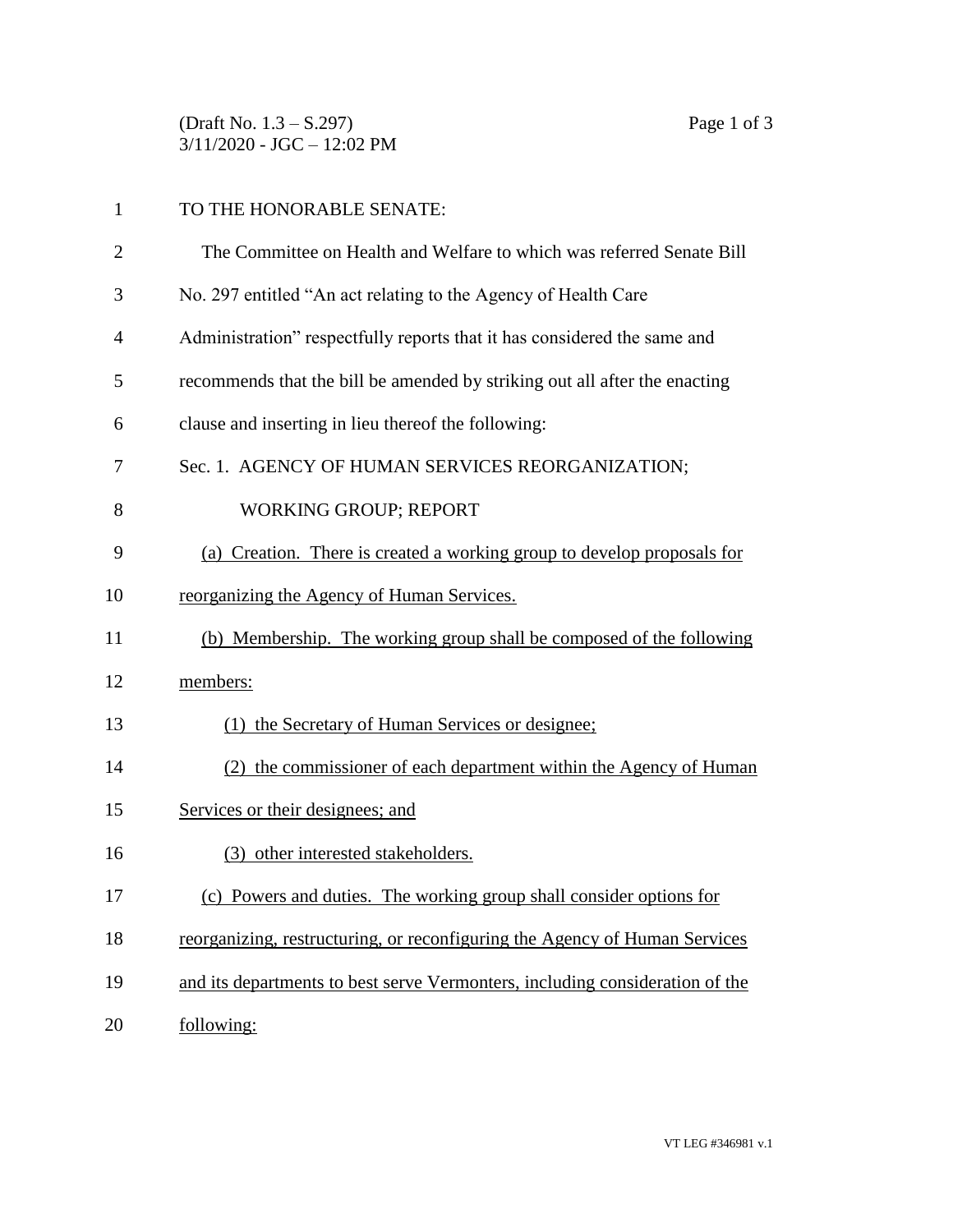TO THE HONORABLE SENATE:

The Committee on Health and Welfare to which was referred Senate Bill No. 297 entitled "An act relating to the Agency of Health Care Administration" respectfully reports that it has considered the same and recommends that the bill be amended by striking out all after the enacting clause and inserting in lieu thereof the following:

Sec. 1. AGENCY OF HUMAN SERVICES REORGANIZATION; WORKING GROUP; REPORT

(a) Creation. There is created a working group to develop proposals for reorganizing the Agency of Human Services.

(b) Membership. The working group shall be composed of the following members:

(1) the Secretary of Human Services or designee;

(2) the commissioner of each department within the Agency of Human Services or their designees; and

(3) other interested stakeholders.

(c) Powers and duties. The working group shall consider options for reorganizing, restructuring, or reconfiguring the Agency of Human Services and its departments to best serve Vermonters, including consideration of the following: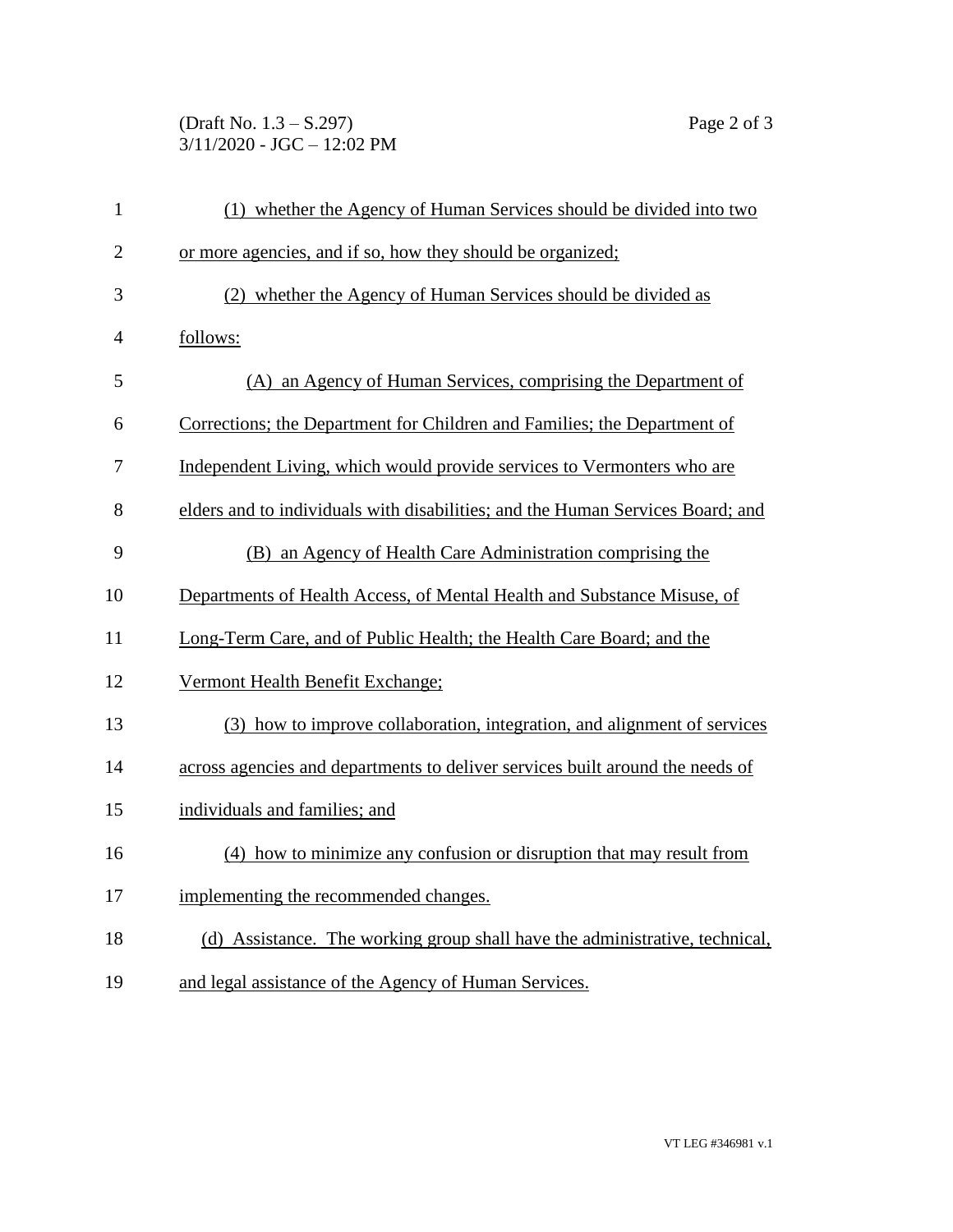(1) whether the Agency of Human Services should be divided into two or more agencies, and if so, how they should be organized;

(2) whether the Agency of Human Services should be divided as follows:

(A) an Agency of Human Services, comprising the Department of Corrections; the Department for Children and Families; the Department of Independent Living, which would provide services to Vermonters who are elders and to individuals with disabilities; and the Human Services Board; and

(B) an Agency of Health Care Administration comprising the Departments of Health Access, of Mental Health and Substance Misuse, of Long-Term Care, and of Public Health; the Health Care Board; and the Vermont Health Benefit Exchange;

(3) how to improve collaboration, integration, and alignment of services across agencies and departments to deliver services built around the needs of individuals and families; and

(4) how to minimize any confusion or disruption that may result from implementing the recommended changes.

(d) Assistance. The working group shall have the administrative, technical, and legal assistance of the Agency of Human Services.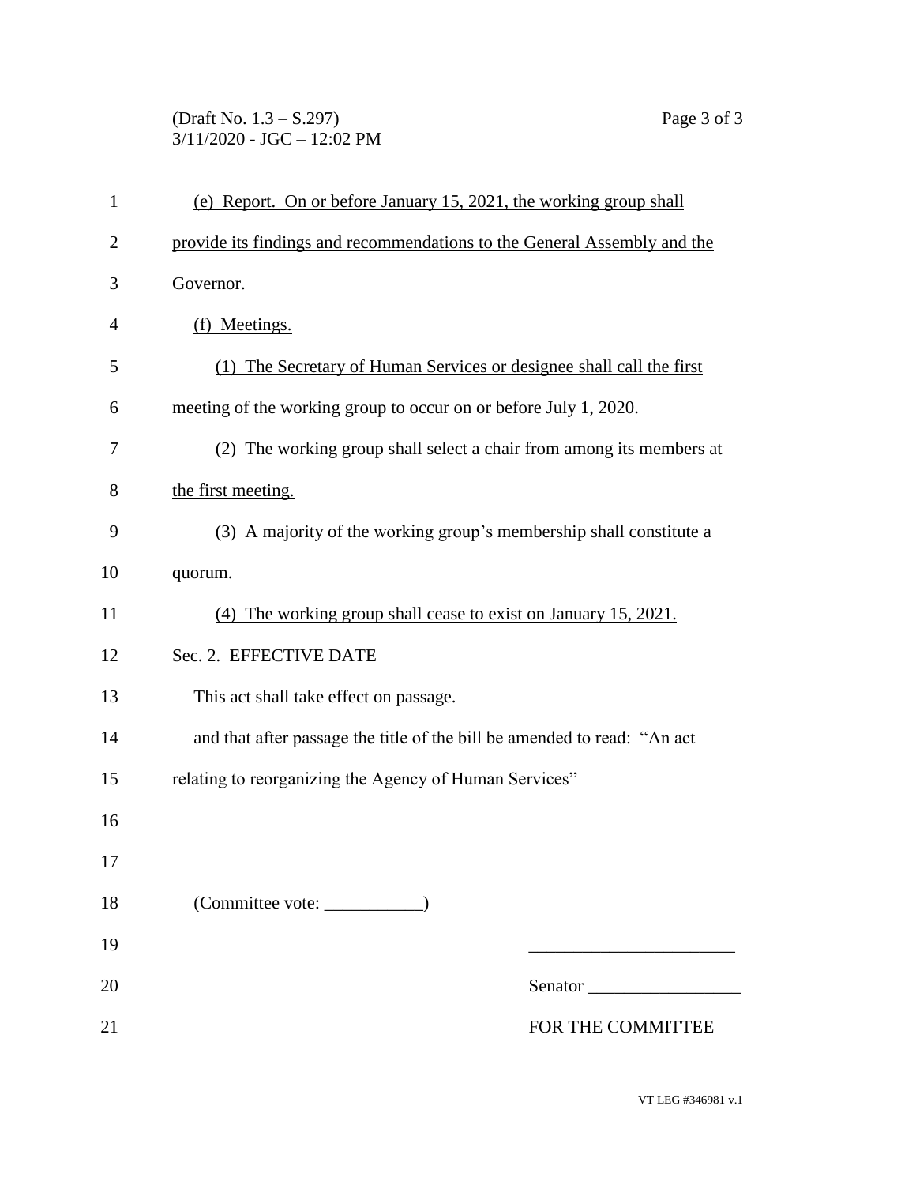(e) Report. On or before January 15, 2021, the working group shall provide its findings and recommendations to the General Assembly and the Governor.

(f) Meetings.

(1) The Secretary of Human Services or designee shall call the first meeting of the working group to occur on or before July 1, 2020.

(2) The working group shall select a chair from among its members at the first meeting.

(3) A majority of the working group's membership shall constitute a quorum.

(4) The working group shall cease to exist on January 15, 2021.

Sec. 2. EFFECTIVE DATE

This act shall take effect on passage.

and that after passage the title of the bill be amended to read: "An act relating to reorganizing the Agency of Human Services"

(Committee vote: ___________)

_______________________

Senator _________________

FOR THE COMMITTEE